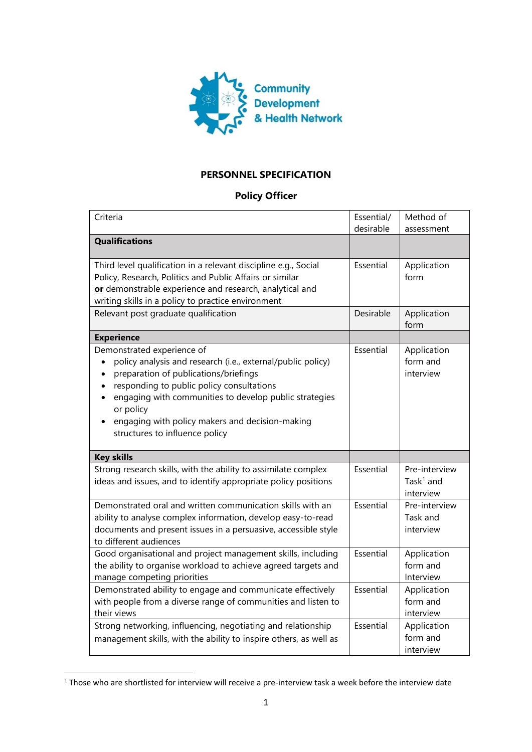Community Development & Health Network

## PERSONNEL SPECIFICATION

### Policy Officer

| Criteria | Essential/ desirable | Method of assessment |
|---|---|---|
| **Qualifications** | | |
| Third level qualification in a relevant discipline e.g., Social Policy, Research, Politics and Public Affairs or similar **or** demonstrable experience and research, analytical and writing skills in a policy to practice environment | Essential | Application form |
| Relevant post graduate qualification | Desirable | Application form |
| **Experience** | | |
| Demonstrated experience of<br>• policy analysis and research (i.e., external/public policy)<br>• preparation of publications/briefings<br>• responding to public policy consultations<br>• engaging with communities to develop public strategies or policy<br>• engaging with policy makers and decision-making structures to influence policy | Essential | Application form and interview |
| **Key skills** | | |
| Strong research skills, with the ability to assimilate complex ideas and issues, and to identify appropriate policy positions | Essential | Pre-interview Task[1] and interview |
| Demonstrated oral and written communication skills with an ability to analyse complex information, develop easy-to-read documents and present issues in a persuasive, accessible style to different audiences | Essential | Pre-interview Task and interview |
| Good organisational and project management skills, including the ability to organise workload to achieve agreed targets and manage competing priorities | Essential | Application form and Interview |
| Demonstrated ability to engage and communicate effectively with people from a diverse range of communities and listen to their views | Essential | Application form and interview |
| Strong networking, influencing, negotiating and relationship management skills, with the ability to inspire others, as well as | Essential | Application form and interview |

[1] Those who are shortlisted for interview will receive a pre-interview task a week before the interview date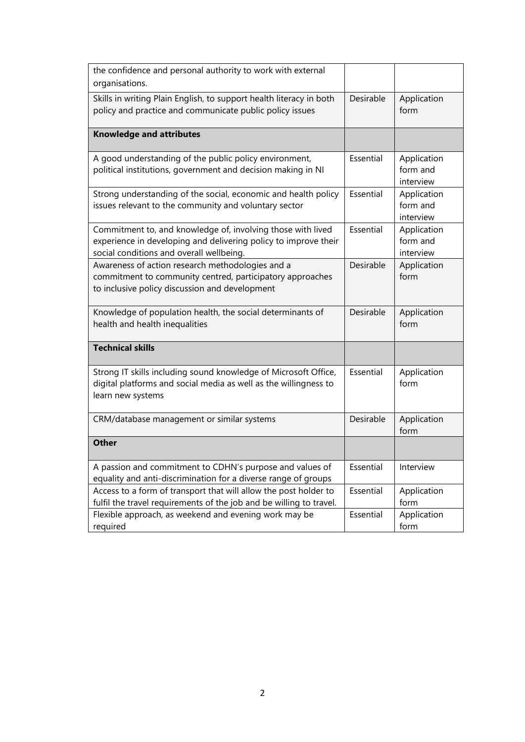| | | |
|---|---|---|
| the confidence and personal authority to work with external organisations. | | |
| Skills in writing Plain English, to support health literacy in both policy and practice and communicate public policy issues | Desirable | Application form |
| **Knowledge and attributes** | | |
| A good understanding of the public policy environment, political institutions, government and decision making in NI | Essential | Application form and interview |
| Strong understanding of the social, economic and health policy issues relevant to the community and voluntary sector | Essential | Application form and interview |
| Commitment to, and knowledge of, involving those with lived experience in developing and delivering policy to improve their social conditions and overall wellbeing. | Essential | Application form and interview |
| Awareness of action research methodologies and a commitment to community centred, participatory approaches to inclusive policy discussion and development | Desirable | Application form |
| Knowledge of population health, the social determinants of health and health inequalities | Desirable | Application form |
| **Technical skills** | | |
| Strong IT skills including sound knowledge of Microsoft Office, digital platforms and social media as well as the willingness to learn new systems | Essential | Application form |
| CRM/database management or similar systems | Desirable | Application form |
| **Other** | | |
| A passion and commitment to CDHN's purpose and values of equality and anti-discrimination for a diverse range of groups | Essential | Interview |
| Access to a form of transport that will allow the post holder to fulfil the travel requirements of the job and be willing to travel. | Essential | Application form |
| Flexible approach, as weekend and evening work may be required | Essential | Application form |